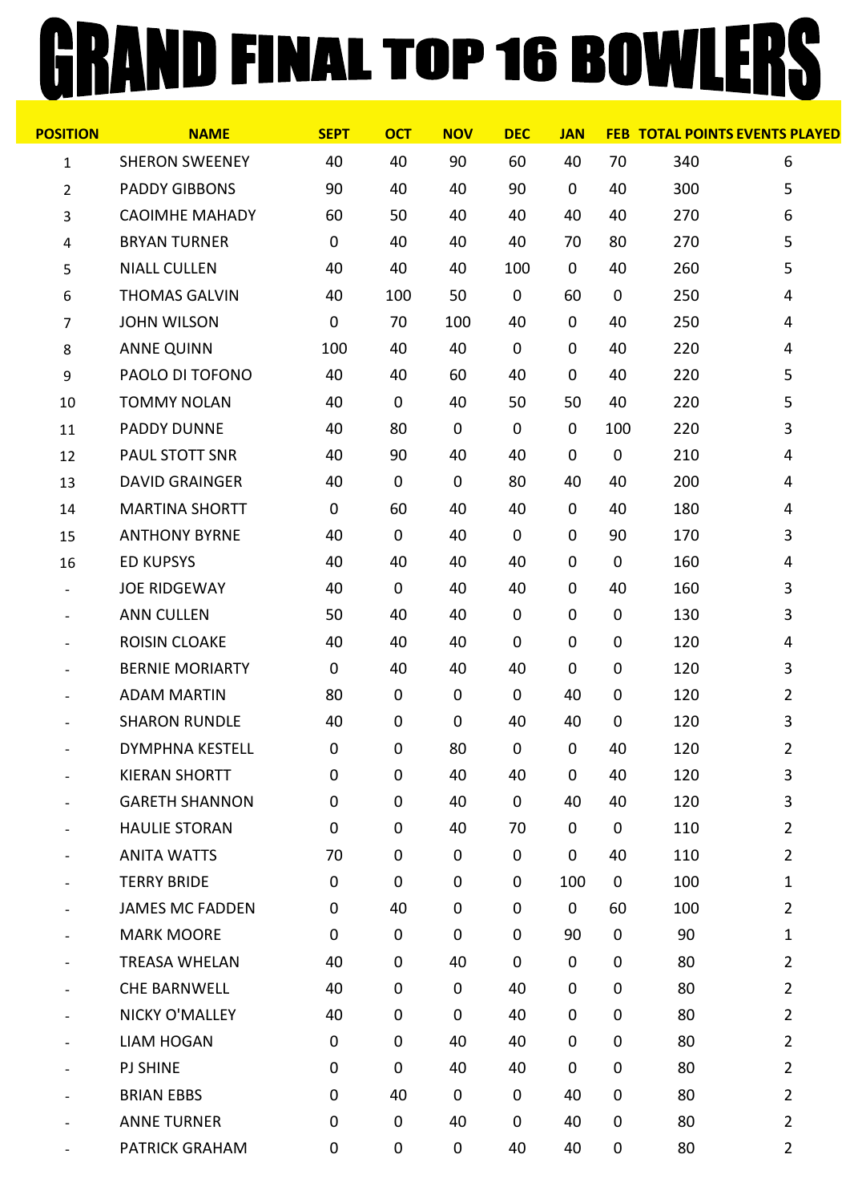# GRAND FINAL TOP 16 BOWLERS

| POSITION | NAME | SEPT | OCT | NOV | DEC | JAN | FEB | TOTAL POINTS | EVENTS PLAYED |
|---|---|---|---|---|---|---|---|---|---|
| 1 | SHERON SWEENEY | 40 | 40 | 90 | 60 | 40 | 70 | 340 | 6 |
| 2 | PADDY GIBBONS | 90 | 40 | 40 | 90 | 0 | 40 | 300 | 5 |
| 3 | CAOIMHE MAHADY | 60 | 50 | 40 | 40 | 40 | 40 | 270 | 6 |
| 4 | BRYAN TURNER | 0 | 40 | 40 | 40 | 70 | 80 | 270 | 5 |
| 5 | NIALL CULLEN | 40 | 40 | 40 | 100 | 0 | 40 | 260 | 5 |
| 6 | THOMAS GALVIN | 40 | 100 | 50 | 0 | 60 | 0 | 250 | 4 |
| 7 | JOHN WILSON | 0 | 70 | 100 | 40 | 0 | 40 | 250 | 4 |
| 8 | ANNE QUINN | 100 | 40 | 40 | 0 | 0 | 40 | 220 | 4 |
| 9 | PAOLO DI TOFONO | 40 | 40 | 60 | 40 | 0 | 40 | 220 | 5 |
| 10 | TOMMY NOLAN | 40 | 0 | 40 | 50 | 50 | 40 | 220 | 5 |
| 11 | PADDY DUNNE | 40 | 80 | 0 | 0 | 0 | 100 | 220 | 3 |
| 12 | PAUL STOTT SNR | 40 | 90 | 40 | 40 | 0 | 0 | 210 | 4 |
| 13 | DAVID GRAINGER | 40 | 0 | 0 | 80 | 40 | 40 | 200 | 4 |
| 14 | MARTINA SHORTT | 0 | 60 | 40 | 40 | 0 | 40 | 180 | 4 |
| 15 | ANTHONY BYRNE | 40 | 0 | 40 | 0 | 0 | 90 | 170 | 3 |
| 16 | ED KUPSYS | 40 | 40 | 40 | 40 | 0 | 0 | 160 | 4 |
| - | JOE RIDGEWAY | 40 | 0 | 40 | 40 | 0 | 40 | 160 | 3 |
| - | ANN CULLEN | 50 | 40 | 40 | 0 | 0 | 0 | 130 | 3 |
| - | ROISIN CLOAKE | 40 | 40 | 40 | 0 | 0 | 0 | 120 | 4 |
| - | BERNIE MORIARTY | 0 | 40 | 40 | 40 | 0 | 0 | 120 | 3 |
| - | ADAM MARTIN | 80 | 0 | 0 | 0 | 40 | 0 | 120 | 2 |
| - | SHARON RUNDLE | 40 | 0 | 0 | 40 | 40 | 0 | 120 | 3 |
| - | DYMPHNA KESTELL | 0 | 0 | 80 | 0 | 0 | 40 | 120 | 2 |
| - | KIERAN SHORTT | 0 | 0 | 40 | 40 | 0 | 40 | 120 | 3 |
| - | GARETH SHANNON | 0 | 0 | 40 | 0 | 40 | 40 | 120 | 3 |
| - | HAULIE STORAN | 0 | 0 | 40 | 70 | 0 | 0 | 110 | 2 |
| - | ANITA WATTS | 70 | 0 | 0 | 0 | 0 | 40 | 110 | 2 |
| - | TERRY BRIDE | 0 | 0 | 0 | 0 | 100 | 0 | 100 | 1 |
| - | JAMES MC FADDEN | 0 | 40 | 0 | 0 | 0 | 60 | 100 | 2 |
| - | MARK MOORE | 0 | 0 | 0 | 0 | 90 | 0 | 90 | 1 |
| - | TREASA WHELAN | 40 | 0 | 40 | 0 | 0 | 0 | 80 | 2 |
| - | CHE BARNWELL | 40 | 0 | 0 | 40 | 0 | 0 | 80 | 2 |
| - | NICKY O'MALLEY | 40 | 0 | 0 | 40 | 0 | 0 | 80 | 2 |
| - | LIAM HOGAN | 0 | 0 | 40 | 40 | 0 | 0 | 80 | 2 |
| - | PJ SHINE | 0 | 0 | 40 | 40 | 0 | 0 | 80 | 2 |
| - | BRIAN EBBS | 0 | 40 | 0 | 0 | 40 | 0 | 80 | 2 |
| - | ANNE TURNER | 0 | 0 | 40 | 0 | 40 | 0 | 80 | 2 |
| - | PATRICK GRAHAM | 0 | 0 | 0 | 40 | 40 | 0 | 80 | 2 |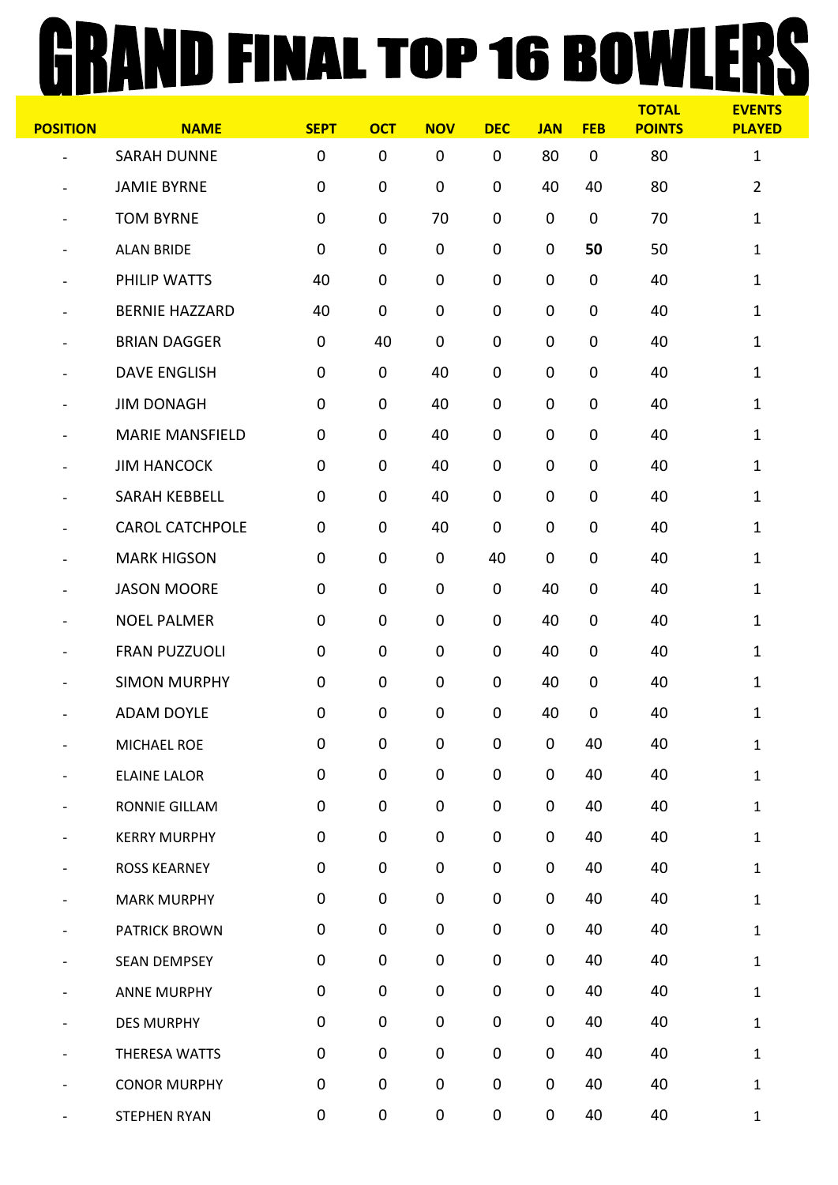# GRAND FINAL TOP 16 BOWLERS

| POSITION | NAME | SEPT | OCT | NOV | DEC | JAN | FEB | TOTAL POINTS | EVENTS PLAYED |
|---|---|---|---|---|---|---|---|---|---|
| - | SARAH DUNNE | 0 | 0 | 0 | 0 | 80 | 0 | 80 | 1 |
| - | JAMIE BYRNE | 0 | 0 | 0 | 0 | 40 | 40 | 80 | 2 |
| - | TOM BYRNE | 0 | 0 | 70 | 0 | 0 | 0 | 70 | 1 |
| - | ALAN BRIDE | 0 | 0 | 0 | 0 | 0 | **50** | 50 | 1 |
| - | PHILIP WATTS | 40 | 0 | 0 | 0 | 0 | 0 | 40 | 1 |
| - | BERNIE HAZZARD | 40 | 0 | 0 | 0 | 0 | 0 | 40 | 1 |
| - | BRIAN DAGGER | 0 | 40 | 0 | 0 | 0 | 0 | 40 | 1 |
| - | DAVE ENGLISH | 0 | 0 | 40 | 0 | 0 | 0 | 40 | 1 |
| - | JIM DONAGH | 0 | 0 | 40 | 0 | 0 | 0 | 40 | 1 |
| - | MARIE MANSFIELD | 0 | 0 | 40 | 0 | 0 | 0 | 40 | 1 |
| - | JIM HANCOCK | 0 | 0 | 40 | 0 | 0 | 0 | 40 | 1 |
| - | SARAH KEBBELL | 0 | 0 | 40 | 0 | 0 | 0 | 40 | 1 |
| - | CAROL CATCHPOLE | 0 | 0 | 40 | 0 | 0 | 0 | 40 | 1 |
| - | MARK HIGSON | 0 | 0 | 0 | 40 | 0 | 0 | 40 | 1 |
| - | JASON MOORE | 0 | 0 | 0 | 0 | 40 | 0 | 40 | 1 |
| - | NOEL PALMER | 0 | 0 | 0 | 0 | 40 | 0 | 40 | 1 |
| - | FRAN PUZZUOLI | 0 | 0 | 0 | 0 | 40 | 0 | 40 | 1 |
| - | SIMON MURPHY | 0 | 0 | 0 | 0 | 40 | 0 | 40 | 1 |
| - | ADAM DOYLE | 0 | 0 | 0 | 0 | 40 | 0 | 40 | 1 |
| - | MICHAEL ROE | 0 | 0 | 0 | 0 | 0 | 40 | 40 | 1 |
| - | ELAINE LALOR | 0 | 0 | 0 | 0 | 0 | 40 | 40 | 1 |
| - | RONNIE GILLAM | 0 | 0 | 0 | 0 | 0 | 40 | 40 | 1 |
| - | KERRY MURPHY | 0 | 0 | 0 | 0 | 0 | 40 | 40 | 1 |
| - | ROSS KEARNEY | 0 | 0 | 0 | 0 | 0 | 40 | 40 | 1 |
| - | MARK MURPHY | 0 | 0 | 0 | 0 | 0 | 40 | 40 | 1 |
| - | PATRICK BROWN | 0 | 0 | 0 | 0 | 0 | 40 | 40 | 1 |
| - | SEAN DEMPSEY | 0 | 0 | 0 | 0 | 0 | 40 | 40 | 1 |
| - | ANNE MURPHY | 0 | 0 | 0 | 0 | 0 | 40 | 40 | 1 |
| - | DES MURPHY | 0 | 0 | 0 | 0 | 0 | 40 | 40 | 1 |
| - | THERESA WATTS | 0 | 0 | 0 | 0 | 0 | 40 | 40 | 1 |
| - | CONOR MURPHY | 0 | 0 | 0 | 0 | 0 | 40 | 40 | 1 |
| - | STEPHEN RYAN | 0 | 0 | 0 | 0 | 0 | 40 | 40 | 1 |